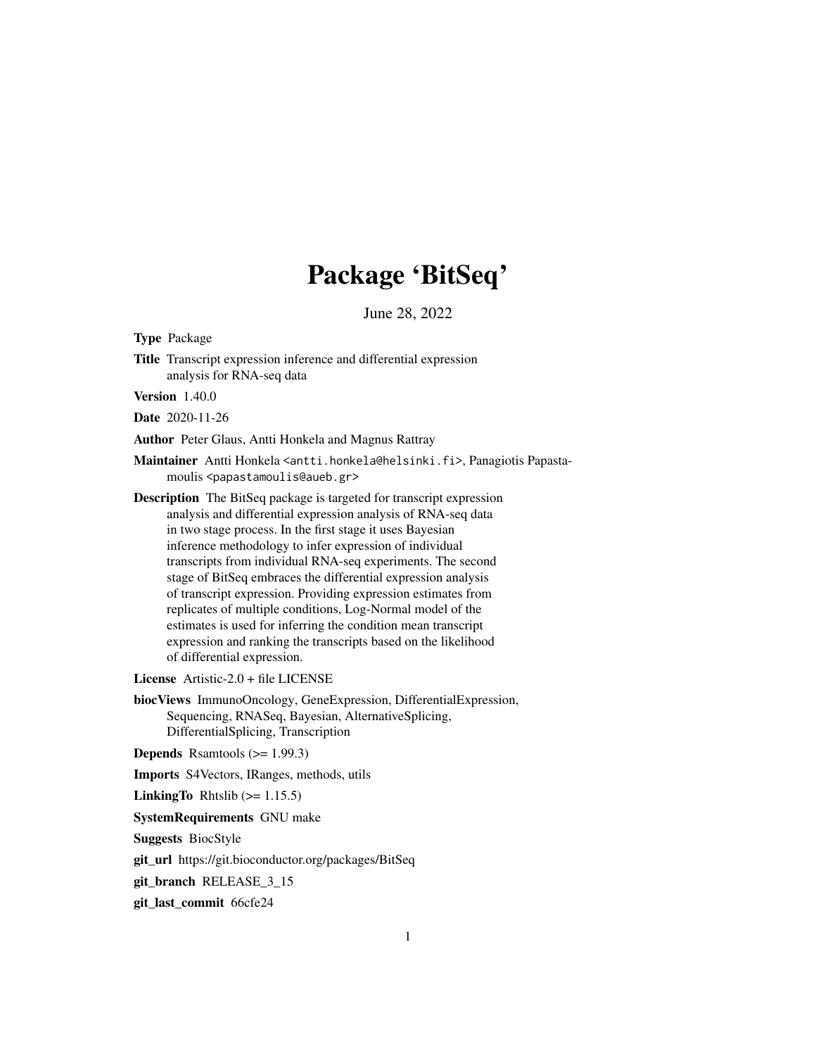# Package 'BitSeq'

June 28, 2022

**Type** Package

**Title** Transcript expression inference and differential expression analysis for RNA-seq data

**Version** 1.40.0

**Date** 2020-11-26

**Author** Peter Glaus, Antti Honkela and Magnus Rattray

**Maintainer** Antti Honkela <antti.honkela@helsinki.fi>, Panagiotis Papastamoulis <papastamoulis@aueb.gr>

**Description** The BitSeq package is targeted for transcript expression analysis and differential expression analysis of RNA-seq data in two stage process. In the first stage it uses Bayesian inference methodology to infer expression of individual transcripts from individual RNA-seq experiments. The second stage of BitSeq embraces the differential expression analysis of transcript expression. Providing expression estimates from replicates of multiple conditions, Log-Normal model of the estimates is used for inferring the condition mean transcript expression and ranking the transcripts based on the likelihood of differential expression.

**License** Artistic-2.0 + file LICENSE

**biocViews** ImmunoOncology, GeneExpression, DifferentialExpression, Sequencing, RNASeq, Bayesian, AlternativeSplicing, DifferentialSplicing, Transcription

**Depends** Rsamtools (>= 1.99.3)

**Imports** S4Vectors, IRanges, methods, utils

**LinkingTo** Rhtslib (>= 1.15.5)

**SystemRequirements** GNU make

**Suggests** BiocStyle

**git_url** https://git.bioconductor.org/packages/BitSeq

**git_branch** RELEASE_3_15

**git_last_commit** 66cfe24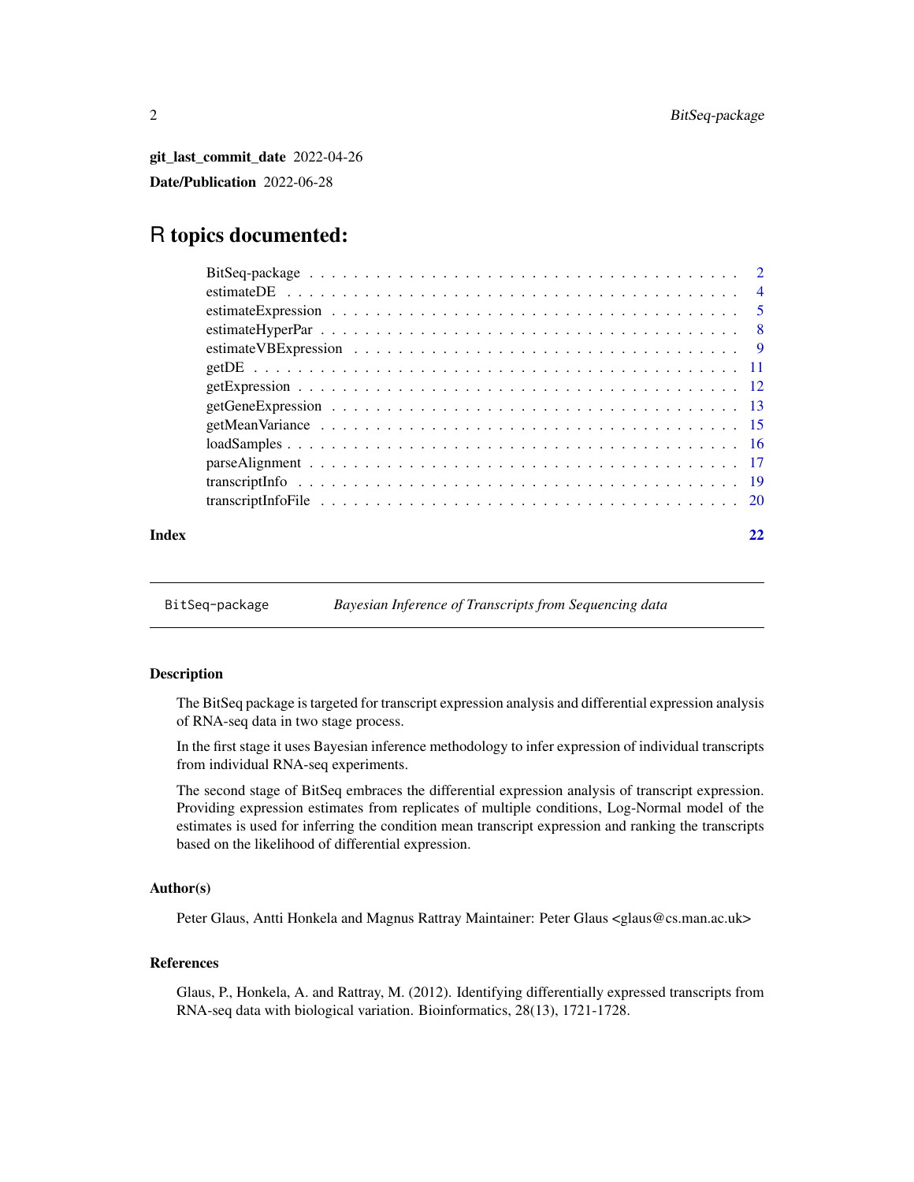**git_last_commit_date** 2022-04-26

**Date/Publication** 2022-06-28

# R topics documented:

| | |
|---|---|
| BitSeq-package | 2 |
| estimateDE | 4 |
| estimateExpression | 5 |
| estimateHyperPar | 8 |
| estimateVBExpression | 9 |
| getDE | 11 |
| getExpression | 12 |
| getGeneExpression | 13 |
| getMeanVariance | 15 |
| loadSamples | 16 |
| parseAlignment | 17 |
| transcriptInfo | 19 |
| transcriptInfoFile | 20 |
| **Index** | **22** |

---

`BitSeq-package` *Bayesian Inference of Transcripts from Sequencing data*

---

## Description

The BitSeq package is targeted for transcript expression analysis and differential expression analysis of RNA-seq data in two stage process.

In the first stage it uses Bayesian inference methodology to infer expression of individual transcripts from individual RNA-seq experiments.

The second stage of BitSeq embraces the differential expression analysis of transcript expression. Providing expression estimates from replicates of multiple conditions, Log-Normal model of the estimates is used for inferring the condition mean transcript expression and ranking the transcripts based on the likelihood of differential expression.

## Author(s)

Peter Glaus, Antti Honkela and Magnus Rattray Maintainer: Peter Glaus <glaus@cs.man.ac.uk>

## References

Glaus, P., Honkela, A. and Rattray, M. (2012). Identifying differentially expressed transcripts from RNA-seq data with biological variation. Bioinformatics, 28(13), 1721-1728.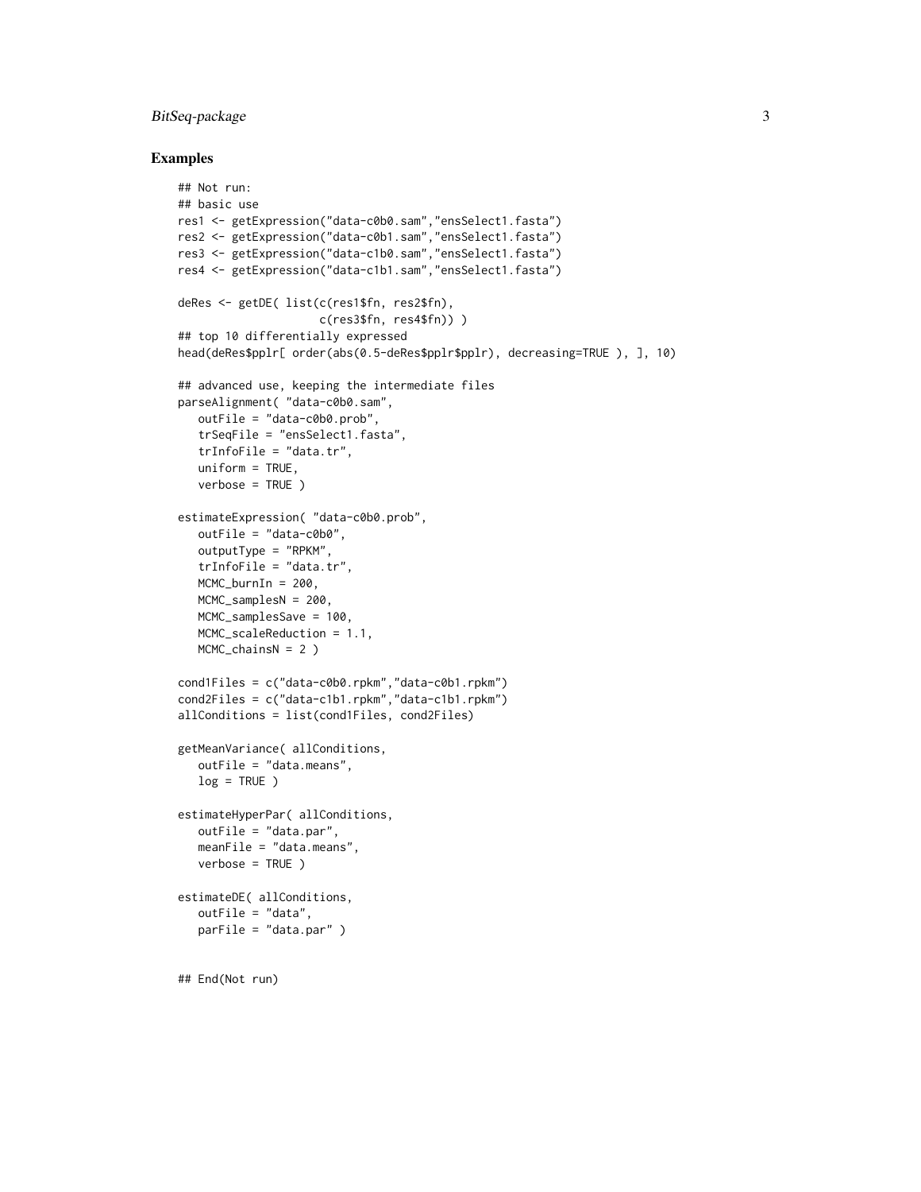## Examples

```
## Not run:
## basic use
res1 <- getExpression("data-c0b0.sam","ensSelect1.fasta")
res2 <- getExpression("data-c0b1.sam","ensSelect1.fasta")
res3 <- getExpression("data-c1b0.sam","ensSelect1.fasta")
res4 <- getExpression("data-c1b1.sam","ensSelect1.fasta")

deRes <- getDE( list(c(res1$fn, res2$fn),
                     c(res3$fn, res4$fn)) )
## top 10 differentially expressed
head(deRes$pplr[ order(abs(0.5-deRes$pplr$pplr), decreasing=TRUE ), ], 10)

## advanced use, keeping the intermediate files
parseAlignment( "data-c0b0.sam",
   outFile = "data-c0b0.prob",
   trSeqFile = "ensSelect1.fasta",
   trInfoFile = "data.tr",
   uniform = TRUE,
   verbose = TRUE )

estimateExpression( "data-c0b0.prob",
   outFile = "data-c0b0",
   outputType = "RPKM",
   trInfoFile = "data.tr",
   MCMC_burnIn = 200,
   MCMC_samplesN = 200,
   MCMC_samplesSave = 100,
   MCMC_scaleReduction = 1.1,
   MCMC_chainsN = 2 )

cond1Files = c("data-c0b0.rpkm","data-c0b1.rpkm")
cond2Files = c("data-c1b1.rpkm","data-c1b1.rpkm")
allConditions = list(cond1Files, cond2Files)

getMeanVariance( allConditions,
   outFile = "data.means",
   log = TRUE )

estimateHyperPar( allConditions,
   outFile = "data.par",
   meanFile = "data.means",
   verbose = TRUE )

estimateDE( allConditions,
   outFile = "data",
   parFile = "data.par" )


## End(Not run)
```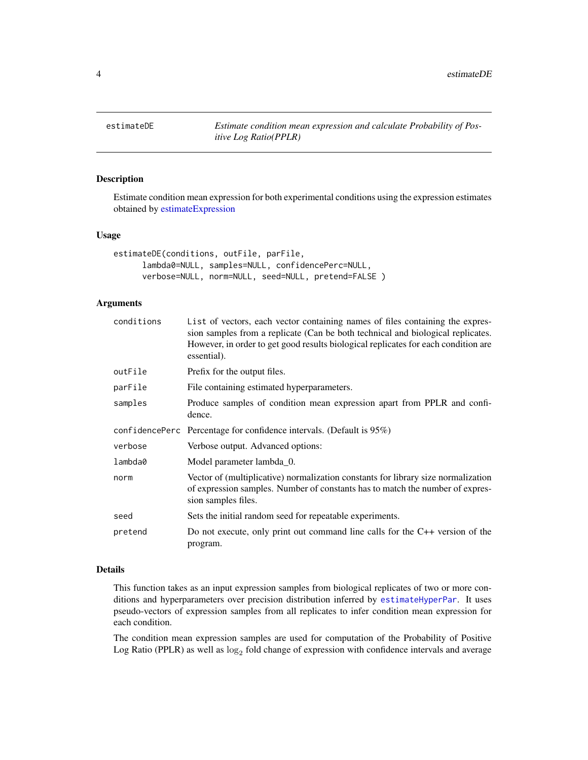estimateDE — *Estimate condition mean expression and calculate Probability of Positive Log Ratio(PPLR)*

## Description

Estimate condition mean expression for both experimental conditions using the expression estimates obtained by estimateExpression

## Usage

```
estimateDE(conditions, outFile, parFile,
      lambda0=NULL, samples=NULL, confidencePerc=NULL,
      verbose=NULL, norm=NULL, seed=NULL, pretend=FALSE )
```

## Arguments

| | |
|---|---|
| conditions | List of vectors, each vector containing names of files containing the expression samples from a replicate (Can be both technical and biological replicates. However, in order to get good results biological replicates for each condition are essential). |
| outFile | Prefix for the output files. |
| parFile | File containing estimated hyperparameters. |
| samples | Produce samples of condition mean expression apart from PPLR and confidence. |
| confidencePerc | Percentage for confidence intervals. (Default is 95%) |
| verbose | Verbose output. Advanced options: |
| lambda0 | Model parameter lambda_0. |
| norm | Vector of (multiplicative) normalization constants for library size normalization of expression samples. Number of constants has to match the number of expression samples files. |
| seed | Sets the initial random seed for repeatable experiments. |
| pretend | Do not execute, only print out command line calls for the C++ version of the program. |

## Details

This function takes as an input expression samples from biological replicates of two or more conditions and hyperparameters over precision distribution inferred by `estimateHyperPar`. It uses pseudo-vectors of expression samples from all replicates to infer condition mean expression for each condition.

The condition mean expression samples are used for computation of the Probability of Positive Log Ratio (PPLR) as well as $\log_2$ fold change of expression with confidence intervals and average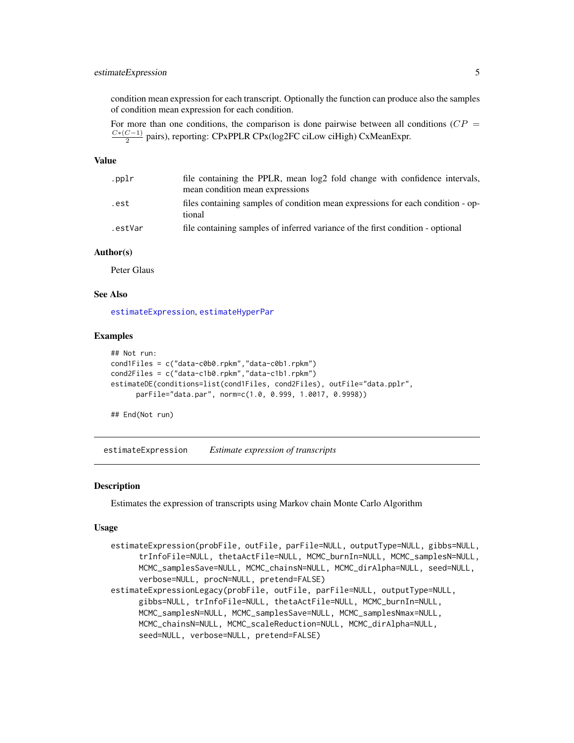condition mean expression for each transcript. Optionally the function can produce also the samples of condition mean expression for each condition.

For more than one conditions, the comparison is done pairwise between all conditions ($CP = \frac{C*(C-1)}{2}$ pairs), reporting: CPxPPLR CPx(log2FC ciLow ciHigh) CxMeanExpr.

### Value

| | |
|---|---|
| `.pplr` | file containing the PPLR, mean log2 fold change with confidence intervals, mean condition mean expressions |
| `.est` | files containing samples of condition mean expressions for each condition - optional |
| `.estVar` | file containing samples of inferred variance of the first condition - optional |

### Author(s)

Peter Glaus

### See Also

estimateExpression, estimateHyperPar

### Examples

```
## Not run:
cond1Files = c("data-c0b0.rpkm","data-c0b1.rpkm")
cond2Files = c("data-c1b0.rpkm","data-c1b1.rpkm")
estimateDE(conditions=list(cond1Files, cond2Files), outFile="data.pplr",
      parFile="data.par", norm=c(1.0, 0.999, 1.0017, 0.9998))

## End(Not run)
```

---

## estimateExpression *Estimate expression of transcripts*

### Description

Estimates the expression of transcripts using Markov chain Monte Carlo Algorithm

### Usage

```
estimateExpression(probFile, outFile, parFile=NULL, outputType=NULL, gibbs=NULL,
      trInfoFile=NULL, thetaActFile=NULL, MCMC_burnIn=NULL, MCMC_samplesN=NULL,
      MCMC_samplesSave=NULL, MCMC_chainsN=NULL, MCMC_dirAlpha=NULL, seed=NULL,
      verbose=NULL, procN=NULL, pretend=FALSE)
estimateExpressionLegacy(probFile, outFile, parFile=NULL, outputType=NULL,
      gibbs=NULL, trInfoFile=NULL, thetaActFile=NULL, MCMC_burnIn=NULL,
      MCMC_samplesN=NULL, MCMC_samplesSave=NULL, MCMC_samplesNmax=NULL,
      MCMC_chainsN=NULL, MCMC_scaleReduction=NULL, MCMC_dirAlpha=NULL,
      seed=NULL, verbose=NULL, pretend=FALSE)
```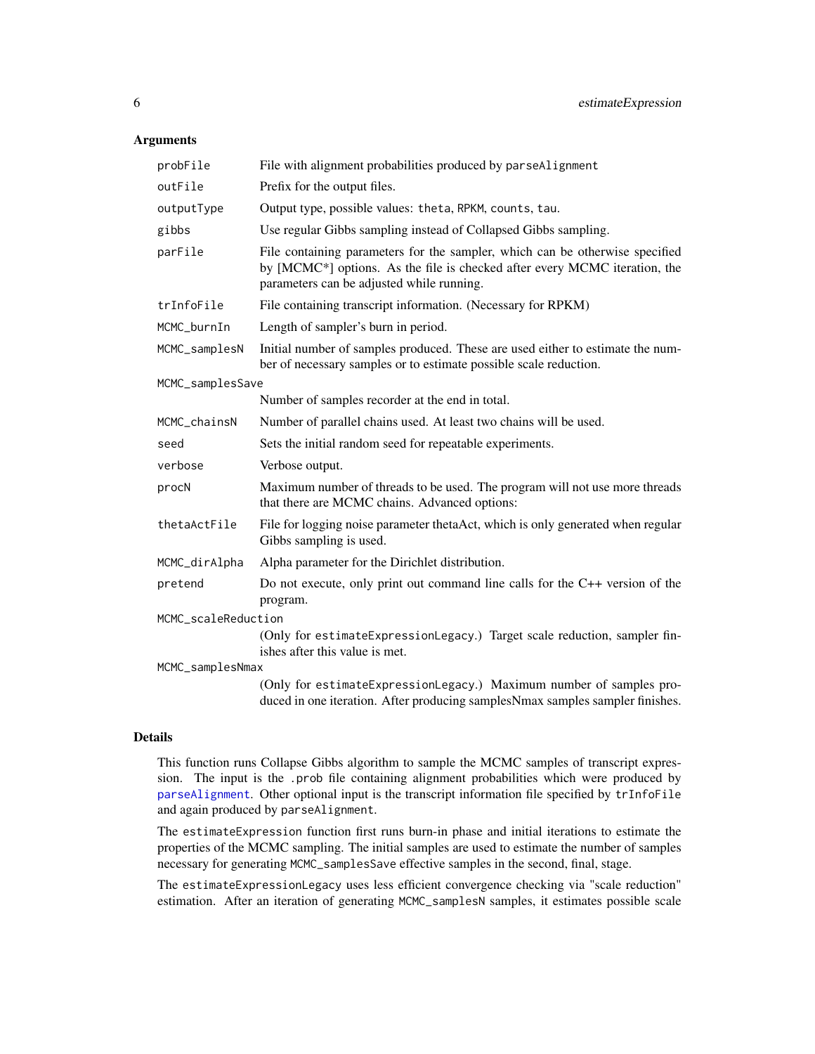## Arguments

| | |
|---|---|
| `probFile` | File with alignment probabilities produced by `parseAlignment` |
| `outFile` | Prefix for the output files. |
| `outputType` | Output type, possible values: `theta`, `RPKM`, `counts`, `tau`. |
| `gibbs` | Use regular Gibbs sampling instead of Collapsed Gibbs sampling. |
| `parFile` | File containing parameters for the sampler, which can be otherwise specified by [MCMC*] options. As the file is checked after every MCMC iteration, the parameters can be adjusted while running. |
| `trInfoFile` | File containing transcript information. (Necessary for RPKM) |
| `MCMC_burnIn` | Length of sampler's burn in period. |
| `MCMC_samplesN` | Initial number of samples produced. These are used either to estimate the number of necessary samples or to estimate possible scale reduction. |
| `MCMC_samplesSave` | Number of samples recorder at the end in total. |
| `MCMC_chainsN` | Number of parallel chains used. At least two chains will be used. |
| `seed` | Sets the initial random seed for repeatable experiments. |
| `verbose` | Verbose output. |
| `procN` | Maximum number of threads to be used. The program will not use more threads that there are MCMC chains. Advanced options: |
| `thetaActFile` | File for logging noise parameter thetaAct, which is only generated when regular Gibbs sampling is used. |
| `MCMC_dirAlpha` | Alpha parameter for the Dirichlet distribution. |
| `pretend` | Do not execute, only print out command line calls for the C++ version of the program. |
| `MCMC_scaleReduction` | (Only for `estimateExpressionLegacy`.) Target scale reduction, sampler finishes after this value is met. |
| `MCMC_samplesNmax` | (Only for `estimateExpressionLegacy`.) Maximum number of samples produced in one iteration. After producing samplesNmax samples sampler finishes. |

## Details

This function runs Collapse Gibbs algorithm to sample the MCMC samples of transcript expression. The input is the `.prob` file containing alignment probabilities which were produced by `parseAlignment`. Other optional input is the transcript information file specified by `trInfoFile` and again produced by `parseAlignment`.

The `estimateExpression` function first runs burn-in phase and initial iterations to estimate the properties of the MCMC sampling. The initial samples are used to estimate the number of samples necessary for generating `MCMC_samplesSave` effective samples in the second, final, stage.

The `estimateExpressionLegacy` uses less efficient convergence checking via "scale reduction" estimation. After an iteration of generating `MCMC_samplesN` samples, it estimates possible scale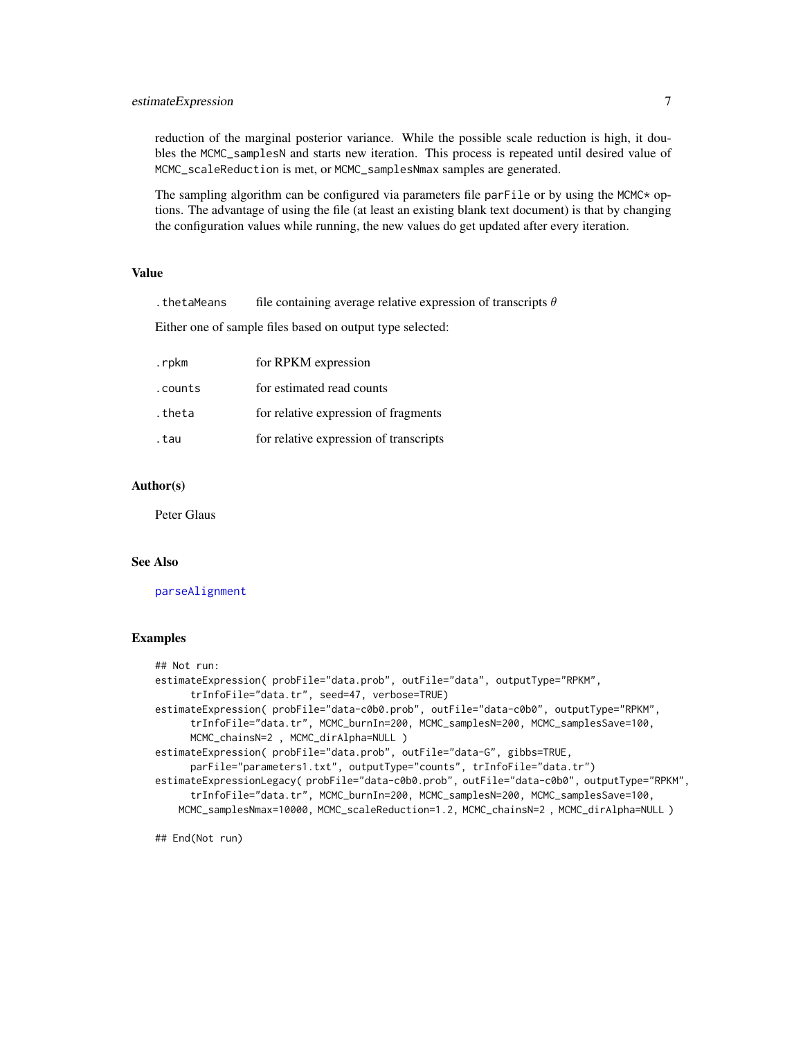reduction of the marginal posterior variance. While the possible scale reduction is high, it doubles the MCMC_samplesN and starts new iteration. This process is repeated until desired value of MCMC_scaleReduction is met, or MCMC_samplesNmax samples are generated.

The sampling algorithm can be configured via parameters file parFile or by using the MCMC* options. The advantage of using the file (at least an existing blank text document) is that by changing the configuration values while running, the new values do get updated after every iteration.

## Value

| | |
|---|---|
| .thetaMeans | file containing average relative expression of transcripts $\theta$ |

Either one of sample files based on output type selected:

| | |
|---|---|
| .rpkm | for RPKM expression |
| .counts | for estimated read counts |
| .theta | for relative expression of fragments |
| .tau | for relative expression of transcripts |

## Author(s)

Peter Glaus

## See Also

parseAlignment

## Examples

```
## Not run:
estimateExpression( probFile="data.prob", outFile="data", outputType="RPKM",
      trInfoFile="data.tr", seed=47, verbose=TRUE)
estimateExpression( probFile="data-c0b0.prob", outFile="data-c0b0", outputType="RPKM",
      trInfoFile="data.tr", MCMC_burnIn=200, MCMC_samplesN=200, MCMC_samplesSave=100,
      MCMC_chainsN=2 , MCMC_dirAlpha=NULL )
estimateExpression( probFile="data.prob", outFile="data-G", gibbs=TRUE,
      parFile="parameters1.txt", outputType="counts", trInfoFile="data.tr")
estimateExpressionLegacy( probFile="data-c0b0.prob", outFile="data-c0b0", outputType="RPKM",
      trInfoFile="data.tr", MCMC_burnIn=200, MCMC_samplesN=200, MCMC_samplesSave=100,
    MCMC_samplesNmax=10000, MCMC_scaleReduction=1.2, MCMC_chainsN=2 , MCMC_dirAlpha=NULL )

## End(Not run)
```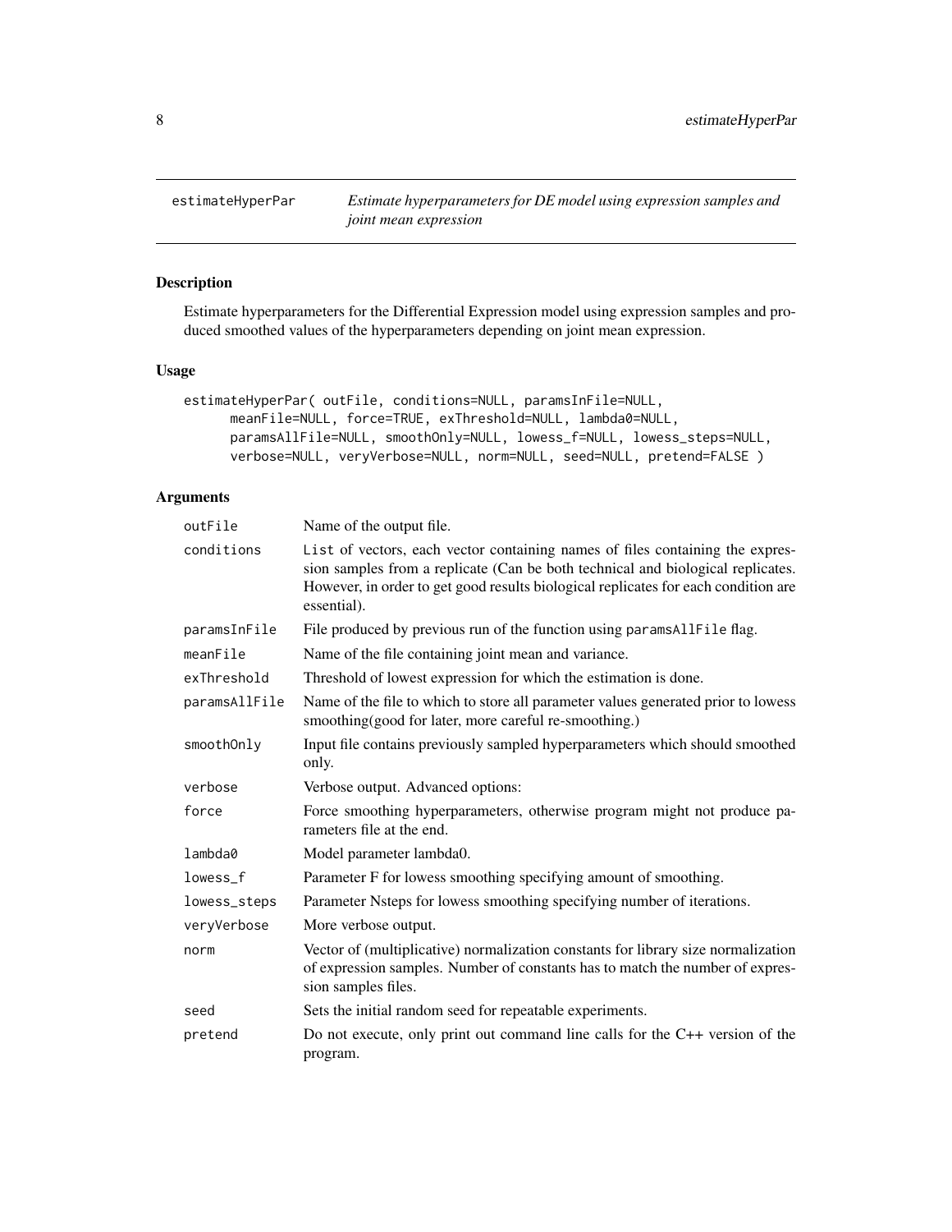estimateHyperPar *Estimate hyperparameters for DE model using expression samples and joint mean expression*

## Description

Estimate hyperparameters for the Differential Expression model using expression samples and produced smoothed values of the hyperparameters depending on joint mean expression.

## Usage

```
estimateHyperPar( outFile, conditions=NULL, paramsInFile=NULL,
      meanFile=NULL, force=TRUE, exThreshold=NULL, lambda0=NULL,
      paramsAllFile=NULL, smoothOnly=NULL, lowess_f=NULL, lowess_steps=NULL,
      verbose=NULL, veryVerbose=NULL, norm=NULL, seed=NULL, pretend=FALSE )
```

## Arguments

| | |
|---|---|
| outFile | Name of the output file. |
| conditions | List of vectors, each vector containing names of files containing the expression samples from a replicate (Can be both technical and biological replicates. However, in order to get good results biological replicates for each condition are essential). |
| paramsInFile | File produced by previous run of the function using paramsAllFile flag. |
| meanFile | Name of the file containing joint mean and variance. |
| exThreshold | Threshold of lowest expression for which the estimation is done. |
| paramsAllFile | Name of the file to which to store all parameter values generated prior to lowess smoothing(good for later, more careful re-smoothing.) |
| smoothOnly | Input file contains previously sampled hyperparameters which should smoothed only. |
| verbose | Verbose output. Advanced options: |
| force | Force smoothing hyperparameters, otherwise program might not produce parameters file at the end. |
| lambda0 | Model parameter lambda0. |
| lowess_f | Parameter F for lowess smoothing specifying amount of smoothing. |
| lowess_steps | Parameter Nsteps for lowess smoothing specifying number of iterations. |
| veryVerbose | More verbose output. |
| norm | Vector of (multiplicative) normalization constants for library size normalization of expression samples. Number of constants has to match the number of expression samples files. |
| seed | Sets the initial random seed for repeatable experiments. |
| pretend | Do not execute, only print out command line calls for the C++ version of the program. |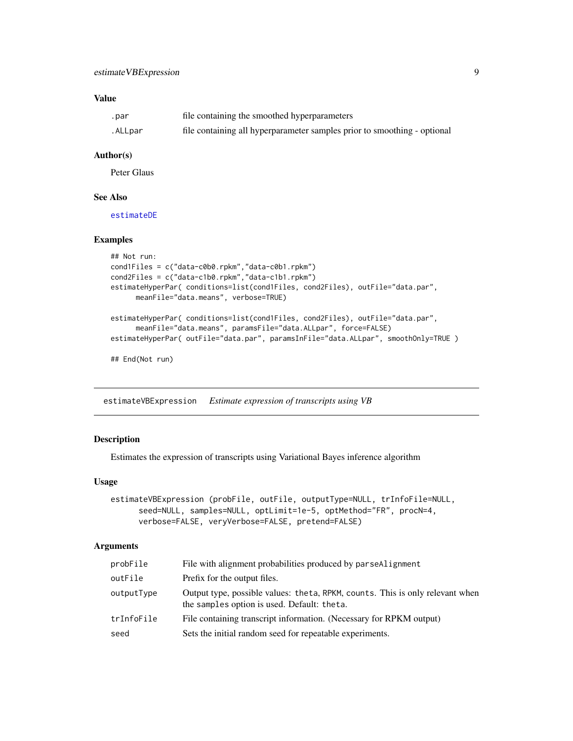### Value

| | |
|---|---|
| `.par` | file containing the smoothed hyperparameters |
| `.ALLpar` | file containing all hyperparameter samples prior to smoothing - optional |

### Author(s)

Peter Glaus

### See Also

`estimateDE`

### Examples

```
## Not run:
cond1Files = c("data-c0b0.rpkm","data-c0b1.rpkm")
cond2Files = c("data-c1b0.rpkm","data-c1b1.rpkm")
estimateHyperPar( conditions=list(cond1Files, cond2Files), outFile="data.par",
      meanFile="data.means", verbose=TRUE)

estimateHyperPar( conditions=list(cond1Files, cond2Files), outFile="data.par",
      meanFile="data.means", paramsFile="data.ALLpar", force=FALSE)
estimateHyperPar( outFile="data.par", paramsInFile="data.ALLpar", smoothOnly=TRUE )

## End(Not run)
```

---

## estimateVBExpression *Estimate expression of transcripts using VB*

### Description

Estimates the expression of transcripts using Variational Bayes inference algorithm

### Usage

```
estimateVBExpression (probFile, outFile, outputType=NULL, trInfoFile=NULL,
      seed=NULL, samples=NULL, optLimit=1e-5, optMethod="FR", procN=4,
      verbose=FALSE, veryVerbose=FALSE, pretend=FALSE)
```

### Arguments

| | |
|---|---|
| `probFile` | File with alignment probabilities produced by `parseAlignment` |
| `outFile` | Prefix for the output files. |
| `outputType` | Output type, possible values: `theta`, `RPKM`, `counts`. This is only relevant when the `samples` option is used. Default: `theta`. |
| `trInfoFile` | File containing transcript information. (Necessary for RPKM output) |
| `seed` | Sets the initial random seed for repeatable experiments. |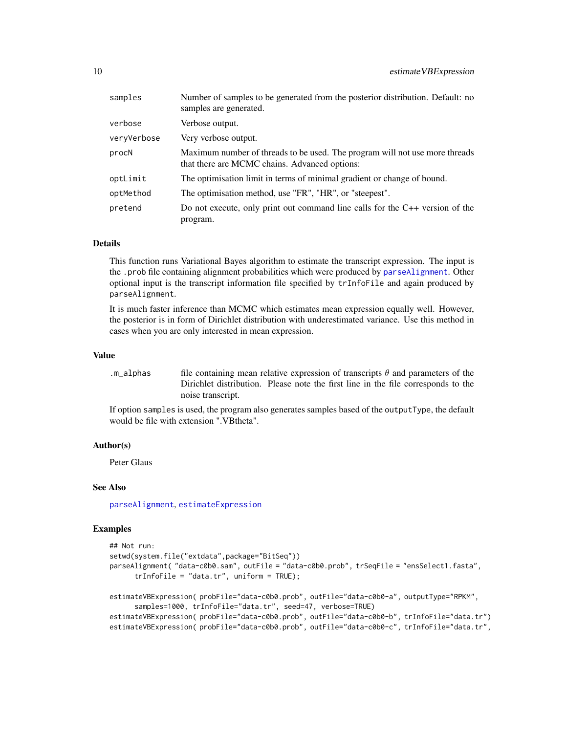| | |
|---|---|
| samples | Number of samples to be generated from the posterior distribution. Default: no samples are generated. |
| verbose | Verbose output. |
| veryVerbose | Very verbose output. |
| procN | Maximum number of threads to be used. The program will not use more threads that there are MCMC chains. Advanced options: |
| optLimit | The optimisation limit in terms of minimal gradient or change of bound. |
| optMethod | The optimisation method, use "FR", "HR", or "steepest". |
| pretend | Do not execute, only print out command line calls for the C++ version of the program. |

### Details

This function runs Variational Bayes algorithm to estimate the transcript expression. The input is the .prob file containing alignment probabilities which were produced by parseAlignment. Other optional input is the transcript information file specified by trInfoFile and again produced by parseAlignment.

It is much faster inference than MCMC which estimates mean expression equally well. However, the posterior is in form of Dirichlet distribution with underestimated variance. Use this method in cases when you are only interested in mean expression.

### Value

| | |
|---|---|
| .m_alphas | file containing mean relative expression of transcripts $\theta$ and parameters of the Dirichlet distribution. Please note the first line in the file corresponds to the noise transcript. |

If option samples is used, the program also generates samples based of the outputType, the default would be file with extension ".VBtheta".

### Author(s)

Peter Glaus

### See Also

parseAlignment, estimateExpression

### Examples

```
## Not run:
setwd(system.file("extdata",package="BitSeq"))
parseAlignment( "data-c0b0.sam", outFile = "data-c0b0.prob", trSeqFile = "ensSelect1.fasta",
      trInfoFile = "data.tr", uniform = TRUE);

estimateVBExpression( probFile="data-c0b0.prob", outFile="data-c0b0-a", outputType="RPKM",
      samples=1000, trInfoFile="data.tr", seed=47, verbose=TRUE)
estimateVBExpression( probFile="data-c0b0.prob", outFile="data-c0b0-b", trInfoFile="data.tr")
estimateVBExpression( probFile="data-c0b0.prob", outFile="data-c0b0-c", trInfoFile="data.tr",
```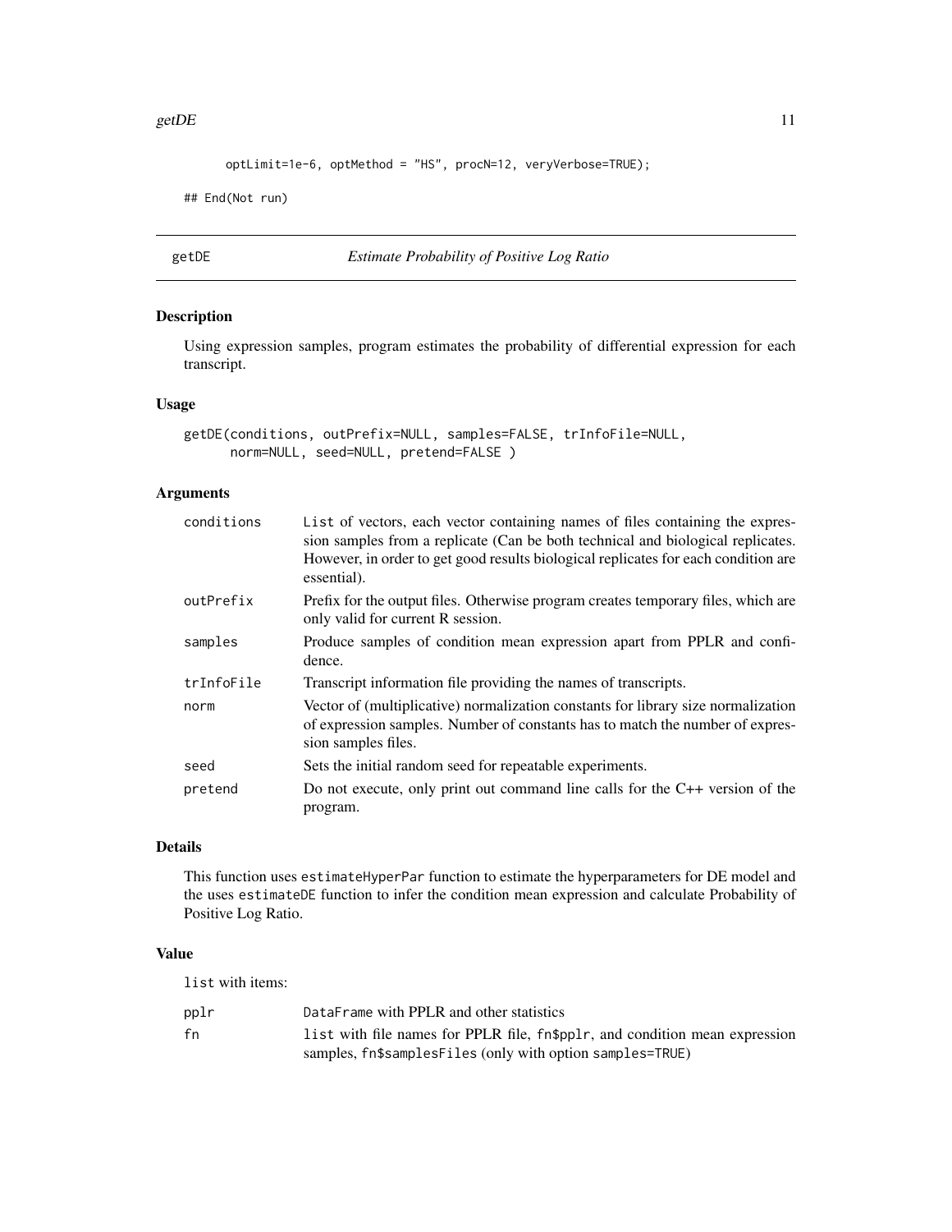```
      optLimit=1e-6, optMethod = "HS", procN=12, veryVerbose=TRUE);

## End(Not run)
```

---

## getDE *Estimate Probability of Positive Log Ratio*

---

### Description

Using expression samples, program estimates the probability of differential expression for each transcript.

### Usage

```
getDE(conditions, outPrefix=NULL, samples=FALSE, trInfoFile=NULL,
      norm=NULL, seed=NULL, pretend=FALSE )
```

### Arguments

| | |
|---|---|
| `conditions` | List of vectors, each vector containing names of files containing the expression samples from a replicate (Can be both technical and biological replicates. However, in order to get good results biological replicates for each condition are essential). |
| `outPrefix` | Prefix for the output files. Otherwise program creates temporary files, which are only valid for current R session. |
| `samples` | Produce samples of condition mean expression apart from PPLR and confidence. |
| `trInfoFile` | Transcript information file providing the names of transcripts. |
| `norm` | Vector of (multiplicative) normalization constants for library size normalization of expression samples. Number of constants has to match the number of expression samples files. |
| `seed` | Sets the initial random seed for repeatable experiments. |
| `pretend` | Do not execute, only print out command line calls for the C++ version of the program. |

### Details

This function uses `estimateHyperPar` function to estimate the hyperparameters for DE model and the uses `estimateDE` function to infer the condition mean expression and calculate Probability of Positive Log Ratio.

### Value

`list` with items:

| | |
|---|---|
| `pplr` | `DataFrame` with PPLR and other statistics |
| `fn` | `list` with file names for PPLR file, `fn$pplr`, and condition mean expression samples, `fn$samplesFiles` (only with option `samples=TRUE`) |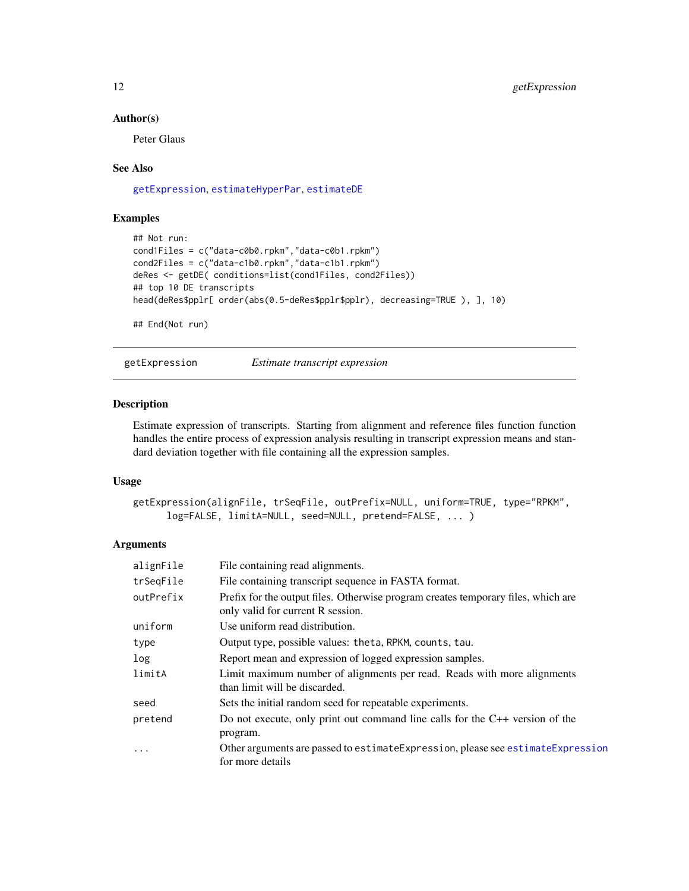### Author(s)

Peter Glaus

### See Also

getExpression, estimateHyperPar, estimateDE

### Examples

```
## Not run:
cond1Files = c("data-c0b0.rpkm","data-c0b1.rpkm")
cond2Files = c("data-c1b0.rpkm","data-c1b1.rpkm")
deRes <- getDE( conditions=list(cond1Files, cond2Files))
## top 10 DE transcripts
head(deRes$pplr[ order(abs(0.5-deRes$pplr$pplr), decreasing=TRUE ), ], 10)

## End(Not run)
```

---

## getExpression — *Estimate transcript expression*

### Description

Estimate expression of transcripts. Starting from alignment and reference files function function handles the entire process of expression analysis resulting in transcript expression means and standard deviation together with file containing all the expression samples.

### Usage

```
getExpression(alignFile, trSeqFile, outPrefix=NULL, uniform=TRUE, type="RPKM",
      log=FALSE, limitA=NULL, seed=NULL, pretend=FALSE, ... )
```

### Arguments

| | |
|---|---|
| alignFile | File containing read alignments. |
| trSeqFile | File containing transcript sequence in FASTA format. |
| outPrefix | Prefix for the output files. Otherwise program creates temporary files, which are only valid for current R session. |
| uniform | Use uniform read distribution. |
| type | Output type, possible values: theta, RPKM, counts, tau. |
| log | Report mean and expression of logged expression samples. |
| limitA | Limit maximum number of alignments per read. Reads with more alignments than limit will be discarded. |
| seed | Sets the initial random seed for repeatable experiments. |
| pretend | Do not execute, only print out command line calls for the C++ version of the program. |
| ... | Other arguments are passed to estimateExpression, please see estimateExpression for more details |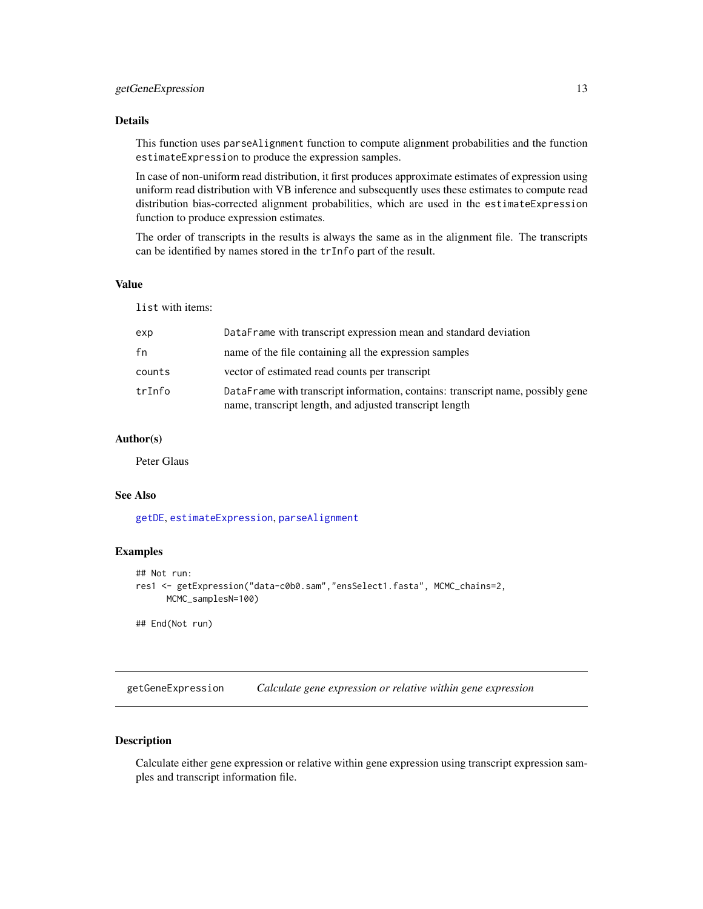## Details

This function uses `parseAlignment` function to compute alignment probabilities and the function `estimateExpression` to produce the expression samples.

In case of non-uniform read distribution, it first produces approximate estimates of expression using uniform read distribution with VB inference and subsequently uses these estimates to compute read distribution bias-corrected alignment probabilities, which are used in the `estimateExpression` function to produce expression estimates.

The order of transcripts in the results is always the same as in the alignment file. The transcripts can be identified by names stored in the `trInfo` part of the result.

## Value

`list` with items:

| | |
|---|---|
| `exp` | `DataFrame` with transcript expression mean and standard deviation |
| `fn` | name of the file containing all the expression samples |
| `counts` | vector of estimated read counts per transcript |
| `trInfo` | `DataFrame` with transcript information, contains: transcript name, possibly gene name, transcript length, and adjusted transcript length |

## Author(s)

Peter Glaus

## See Also

`getDE`, `estimateExpression`, `parseAlignment`

## Examples

```
## Not run:
res1 <- getExpression("data-c0b0.sam","ensSelect1.fasta", MCMC_chains=2,
      MCMC_samplesN=100)

## End(Not run)
```

---

# getGeneExpression    *Calculate gene expression or relative within gene expression*

## Description

Calculate either gene expression or relative within gene expression using transcript expression samples and transcript information file.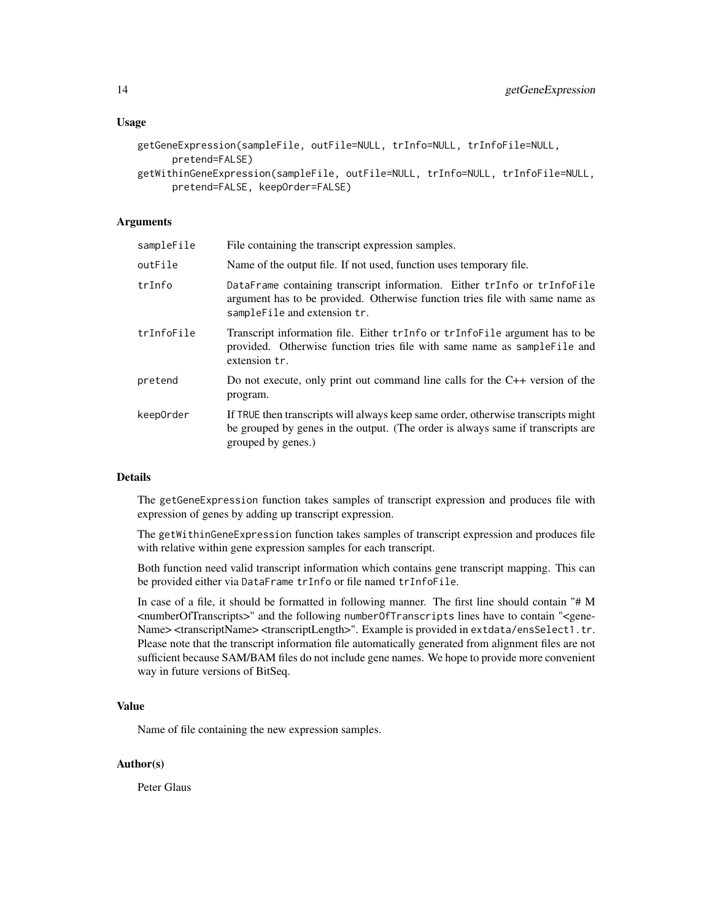## Usage

```
getGeneExpression(sampleFile, outFile=NULL, trInfo=NULL, trInfoFile=NULL,
      pretend=FALSE)
getWithinGeneExpression(sampleFile, outFile=NULL, trInfo=NULL, trInfoFile=NULL,
      pretend=FALSE, keepOrder=FALSE)
```

## Arguments

| | |
|---|---|
| `sampleFile` | File containing the transcript expression samples. |
| `outFile` | Name of the output file. If not used, function uses temporary file. |
| `trInfo` | `DataFrame` containing transcript information. Either `trInfo` or `trInfoFile` argument has to be provided. Otherwise function tries file with same name as `sampleFile` and extension `tr`. |
| `trInfoFile` | Transcript information file. Either `trInfo` or `trInfoFile` argument has to be provided. Otherwise function tries file with same name as `sampleFile` and extension `tr`. |
| `pretend` | Do not execute, only print out command line calls for the C++ version of the program. |
| `keepOrder` | If `TRUE` then transcripts will always keep same order, otherwise transcripts might be grouped by genes in the output. (The order is always same if transcripts are grouped by genes.) |

## Details

The `getGeneExpression` function takes samples of transcript expression and produces file with expression of genes by adding up transcript expression.

The `getWithinGeneExpression` function takes samples of transcript expression and produces file with relative within gene expression samples for each transcript.

Both function need valid transcript information which contains gene transcript mapping. This can be provided either via `DataFrame` `trInfo` or file named `trInfoFile`.

In case of a file, it should be formatted in following manner. The first line should contain "# M <numberOfTranscripts>" and the following `numberOfTranscripts` lines have to contain "<geneName> <transcriptName> <transcriptLength>". Example is provided in `extdata/ensSelect1.tr`. Please note that the transcript information file automatically generated from alignment files are not sufficient because SAM/BAM files do not include gene names. We hope to provide more convenient way in future versions of BitSeq.

## Value

Name of file containing the new expression samples.

## Author(s)

Peter Glaus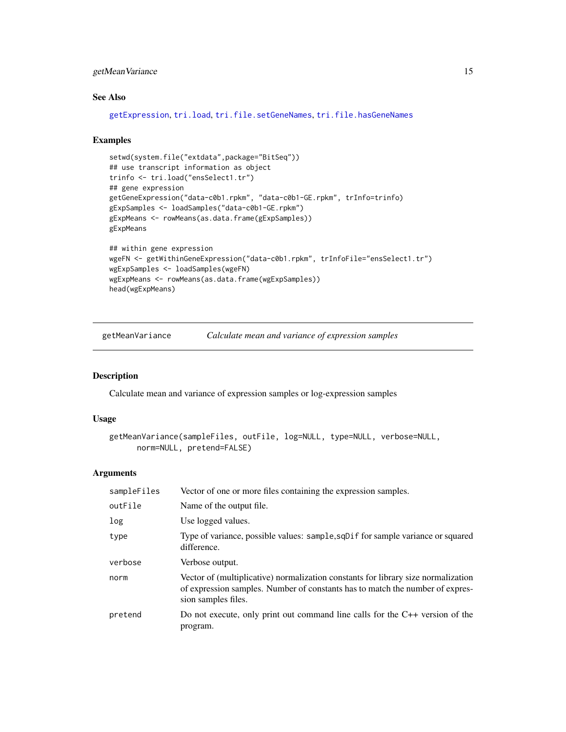### See Also

getExpression, tri.load, tri.file.setGeneNames, tri.file.hasGeneNames

### Examples

```
setwd(system.file("extdata",package="BitSeq"))
## use transcript information as object
trinfo <- tri.load("ensSelect1.tr")
## gene expression
getGeneExpression("data-c0b1.rpkm", "data-c0b1-GE.rpkm", trInfo=trinfo)
gExpSamples <- loadSamples("data-c0b1-GE.rpkm")
gExpMeans <- rowMeans(as.data.frame(gExpSamples))
gExpMeans

## within gene expression
wgeFN <- getWithinGeneExpression("data-c0b1.rpkm", trInfoFile="ensSelect1.tr")
wgExpSamples <- loadSamples(wgeFN)
wgExpMeans <- rowMeans(as.data.frame(wgExpSamples))
head(wgExpMeans)
```

---

## getMeanVariance — *Calculate mean and variance of expression samples*

### Description

Calculate mean and variance of expression samples or log-expression samples

### Usage

```
getMeanVariance(sampleFiles, outFile, log=NULL, type=NULL, verbose=NULL,
      norm=NULL, pretend=FALSE)
```

### Arguments

| | |
|---|---|
| sampleFiles | Vector of one or more files containing the expression samples. |
| outFile | Name of the output file. |
| log | Use logged values. |
| type | Type of variance, possible values: sample,sqDif for sample variance or squared difference. |
| verbose | Verbose output. |
| norm | Vector of (multiplicative) normalization constants for library size normalization of expression samples. Number of constants has to match the number of expression samples files. |
| pretend | Do not execute, only print out command line calls for the C++ version of the program. |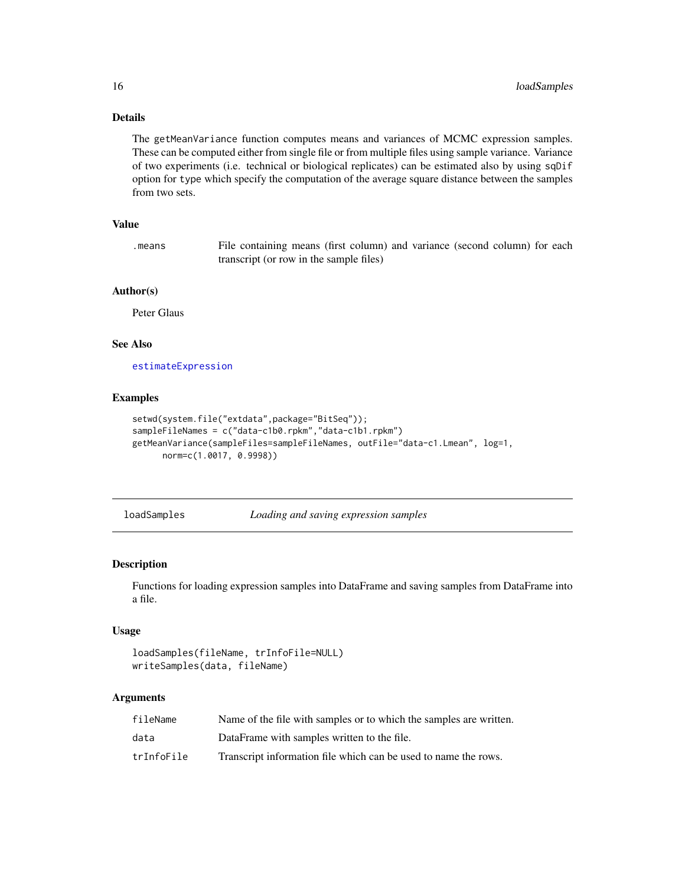### Details

The `getMeanVariance` function computes means and variances of MCMC expression samples. These can be computed either from single file or from multiple files using sample variance. Variance of two experiments (i.e. technical or biological replicates) can be estimated also by using `sqDif` option for `type` which specify the computation of the average square distance between the samples from two sets.

### Value

| | |
|---|---|
| `.means` | File containing means (first column) and variance (second column) for each transcript (or row in the sample files) |

### Author(s)

Peter Glaus

### See Also

`estimateExpression`

### Examples

```
setwd(system.file("extdata",package="BitSeq"));
sampleFileNames = c("data-c1b0.rpkm","data-c1b1.rpkm")
getMeanVariance(sampleFiles=sampleFileNames, outFile="data-c1.Lmean", log=1,
      norm=c(1.0017, 0.9998))
```

---

## loadSamples *Loading and saving expression samples*

---

### Description

Functions for loading expression samples into DataFrame and saving samples from DataFrame into a file.

### Usage

```
loadSamples(fileName, trInfoFile=NULL)
writeSamples(data, fileName)
```

### Arguments

| | |
|---|---|
| `fileName` | Name of the file with samples or to which the samples are written. |
| `data` | DataFrame with samples written to the file. |
| `trInfoFile` | Transcript information file which can be used to name the rows. |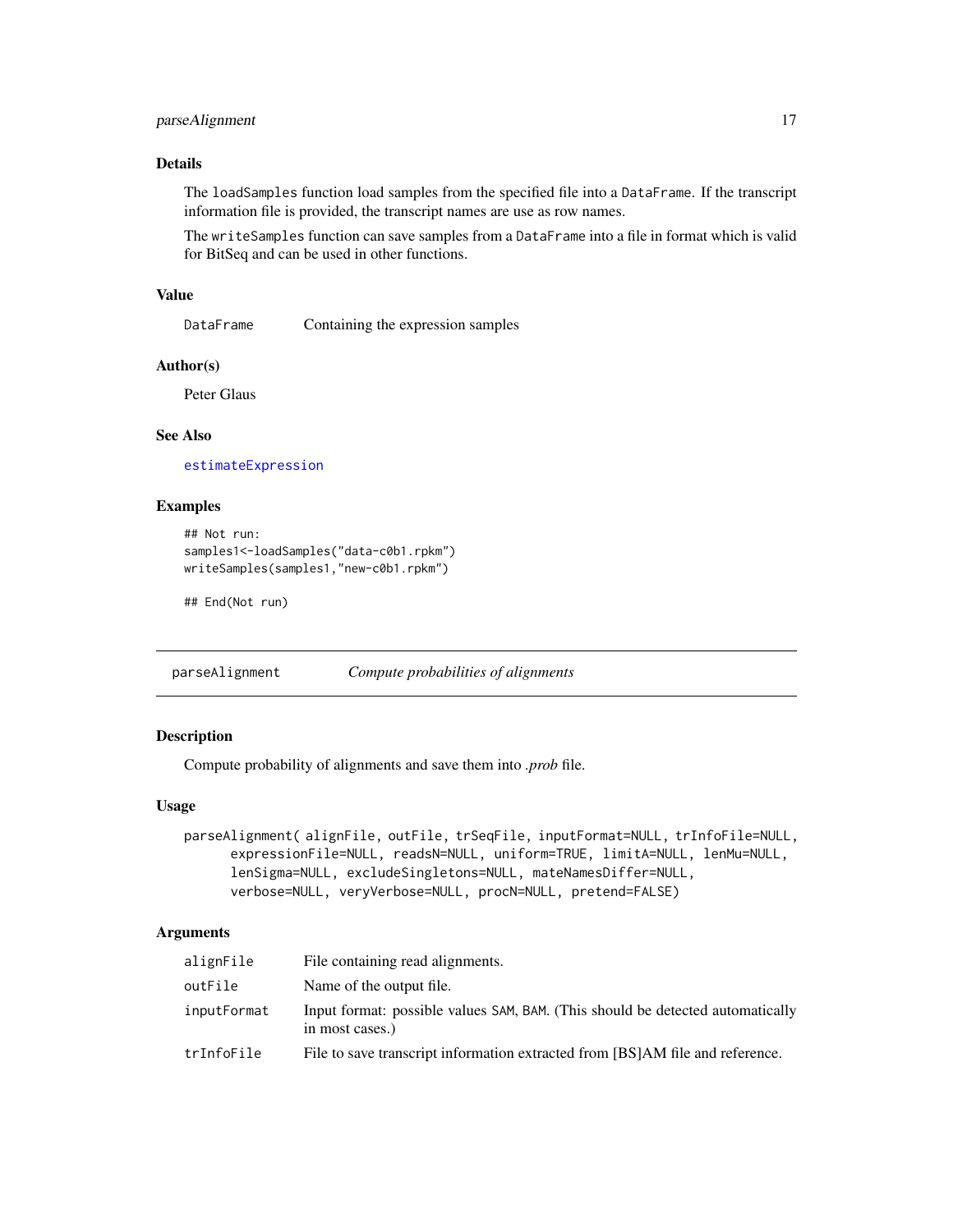## Details

The `loadSamples` function load samples from the specified file into a `DataFrame`. If the transcript information file is provided, the transcript names are use as row names.

The `writeSamples` function can save samples from a `DataFrame` into a file in format which is valid for BitSeq and can be used in other functions.

## Value

| | |
|---|---|
| `DataFrame` | Containing the expression samples |

## Author(s)

Peter Glaus

## See Also

`estimateExpression`

## Examples

```
## Not run:
samples1<-loadSamples("data-c0b1.rpkm")
writeSamples(samples1,"new-c0b1.rpkm")

## End(Not run)
```

---

# parseAlignment — *Compute probabilities of alignments*

## Description

Compute probability of alignments and save them into *.prob* file.

## Usage

```
parseAlignment( alignFile, outFile, trSeqFile, inputFormat=NULL, trInfoFile=NULL,
      expressionFile=NULL, readsN=NULL, uniform=TRUE, limitA=NULL, lenMu=NULL,
      lenSigma=NULL, excludeSingletons=NULL, mateNamesDiffer=NULL,
      verbose=NULL, veryVerbose=NULL, procN=NULL, pretend=FALSE)
```

## Arguments

| | |
|---|---|
| `alignFile` | File containing read alignments. |
| `outFile` | Name of the output file. |
| `inputFormat` | Input format: possible values `SAM`, `BAM`. (This should be detected automatically in most cases.) |
| `trInfoFile` | File to save transcript information extracted from [BS]AM file and reference. |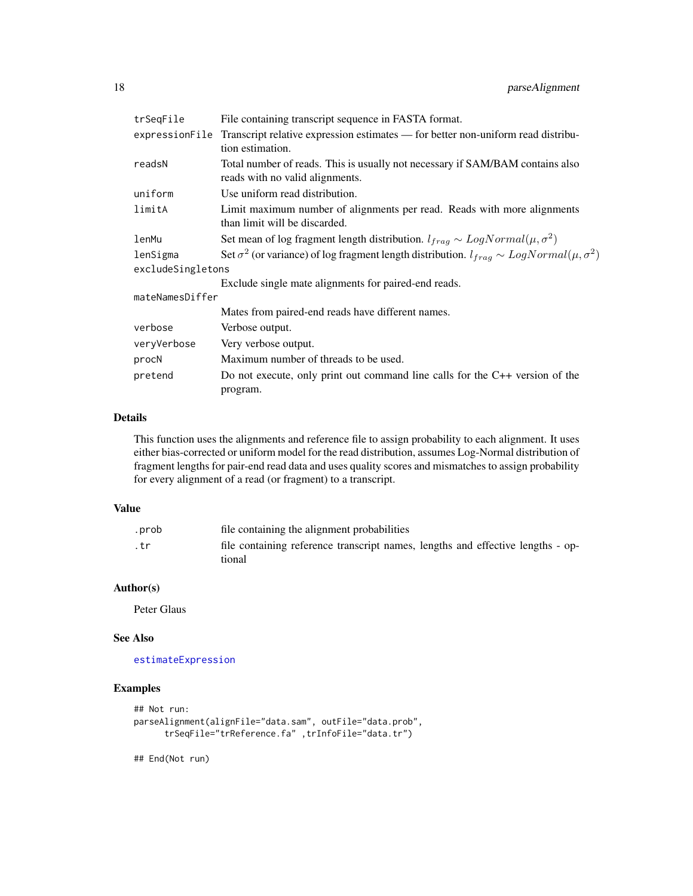| | |
|---|---|
| trSeqFile | File containing transcript sequence in FASTA format. |
| expressionFile | Transcript relative expression estimates — for better non-uniform read distribution estimation. |
| readsN | Total number of reads. This is usually not necessary if SAM/BAM contains also reads with no valid alignments. |
| uniform | Use uniform read distribution. |
| limitA | Limit maximum number of alignments per read. Reads with more alignments than limit will be discarded. |
| lenMu | Set mean of log fragment length distribution. $l_{frag} \sim LogNormal(\mu, \sigma^2)$ |
| lenSigma | Set $\sigma^2$ (or variance) of log fragment length distribution. $l_{frag} \sim LogNormal(\mu, \sigma^2)$ |
| excludeSingletons | Exclude single mate alignments for paired-end reads. |
| mateNamesDiffer | Mates from paired-end reads have different names. |
| verbose | Verbose output. |
| veryVerbose | Very verbose output. |
| procN | Maximum number of threads to be used. |
| pretend | Do not execute, only print out command line calls for the C++ version of the program. |

## Details

This function uses the alignments and reference file to assign probability to each alignment. It uses either bias-corrected or uniform model for the read distribution, assumes Log-Normal distribution of fragment lengths for pair-end read data and uses quality scores and mismatches to assign probability for every alignment of a read (or fragment) to a transcript.

## Value

| | |
|---|---|
| .prob | file containing the alignment probabilities |
| .tr | file containing reference transcript names, lengths and effective lengths - optional |

## Author(s)

Peter Glaus

## See Also

estimateExpression

## Examples

```
## Not run:
parseAlignment(alignFile="data.sam", outFile="data.prob",
      trSeqFile="trReference.fa" ,trInfoFile="data.tr")

## End(Not run)
```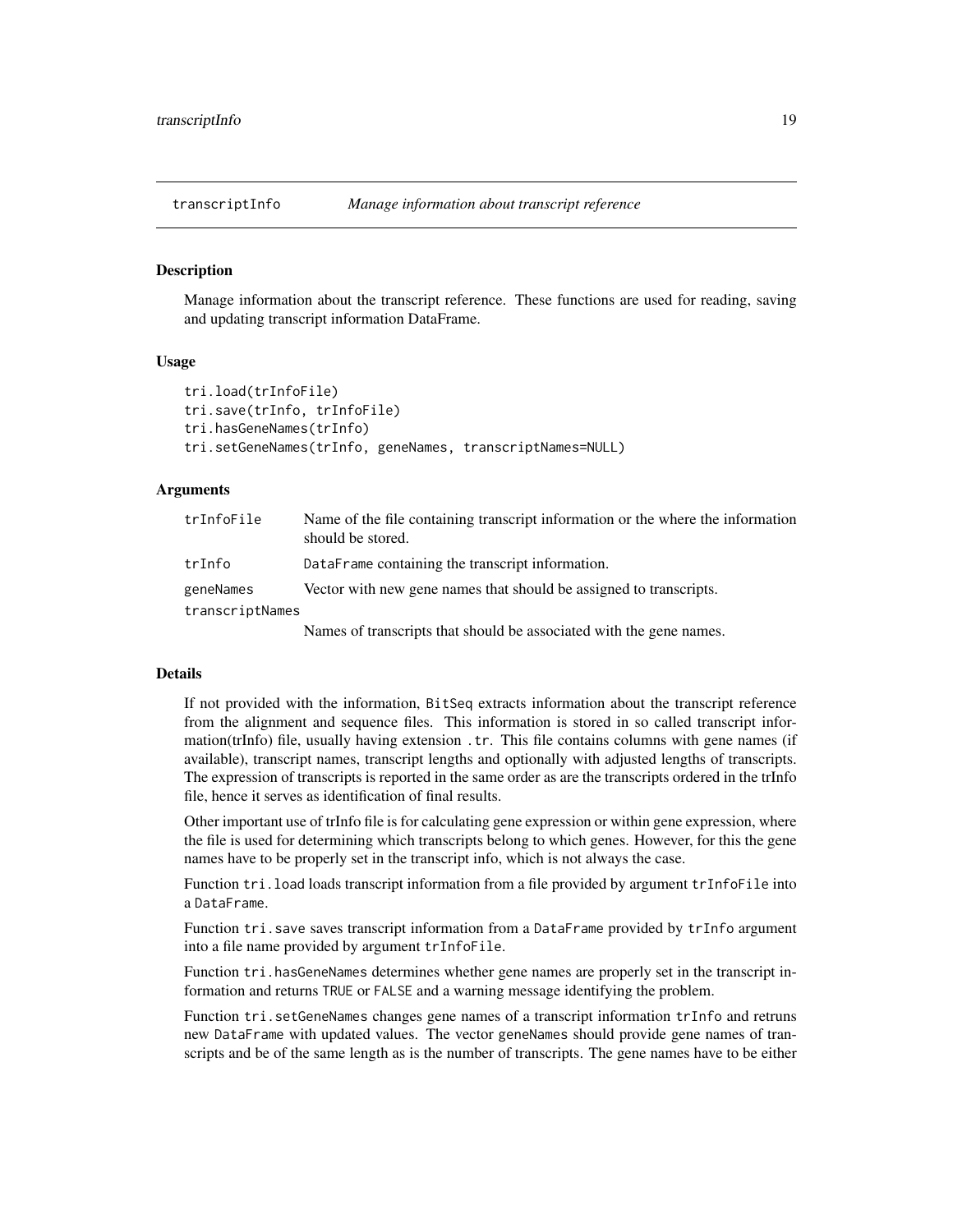## transcriptInfo — *Manage information about transcript reference*

### Description

Manage information about the transcript reference. These functions are used for reading, saving and updating transcript information DataFrame.

### Usage

```
tri.load(trInfoFile)
tri.save(trInfo, trInfoFile)
tri.hasGeneNames(trInfo)
tri.setGeneNames(trInfo, geneNames, transcriptNames=NULL)
```

### Arguments

| | |
|---|---|
| trInfoFile | Name of the file containing transcript information or the where the information should be stored. |
| trInfo | DataFrame containing the transcript information. |
| geneNames | Vector with new gene names that should be assigned to transcripts. |
| transcriptNames | Names of transcripts that should be associated with the gene names. |

### Details

If not provided with the information, BitSeq extracts information about the transcript reference from the alignment and sequence files. This information is stored in so called transcript information(trInfo) file, usually having extension .tr. This file contains columns with gene names (if available), transcript names, transcript lengths and optionally with adjusted lengths of transcripts. The expression of transcripts is reported in the same order as are the transcripts ordered in the trInfo file, hence it serves as identification of final results.

Other important use of trInfo file is for calculating gene expression or within gene expression, where the file is used for determining which transcripts belong to which genes. However, for this the gene names have to be properly set in the transcript info, which is not always the case.

Function tri.load loads transcript information from a file provided by argument trInfoFile into a DataFrame.

Function tri.save saves transcript information from a DataFrame provided by trInfo argument into a file name provided by argument trInfoFile.

Function tri.hasGeneNames determines whether gene names are properly set in the transcript information and returns TRUE or FALSE and a warning message identifying the problem.

Function tri.setGeneNames changes gene names of a transcript information trInfo and retruns new DataFrame with updated values. The vector geneNames should provide gene names of transcripts and be of the same length as is the number of transcripts. The gene names have to be either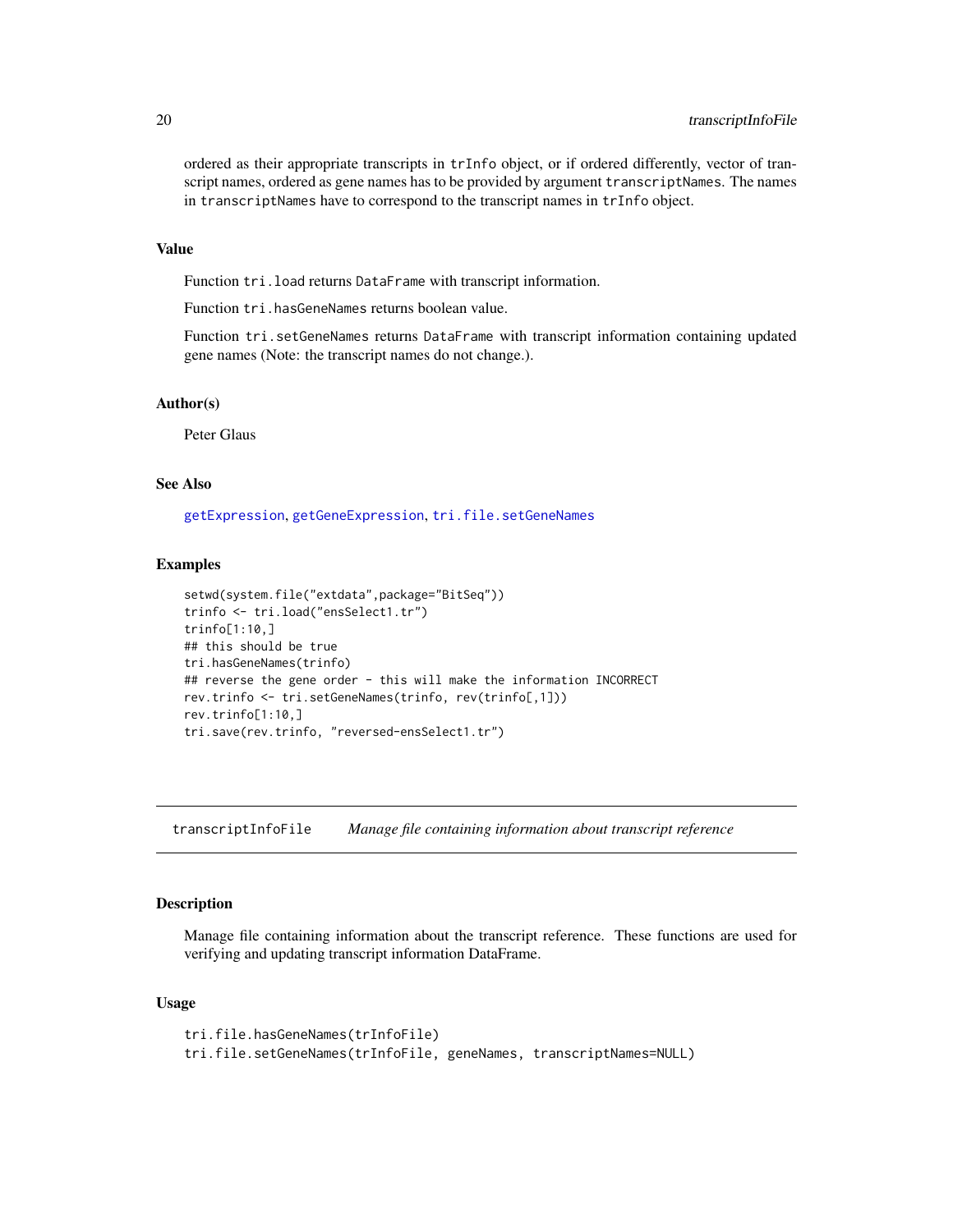ordered as their appropriate transcripts in `trInfo` object, or if ordered differently, vector of transcript names, ordered as gene names has to be provided by argument `transcriptNames`. The names in `transcriptNames` have to correspond to the transcript names in `trInfo` object.

### Value

Function `tri.load` returns `DataFrame` with transcript information.

Function `tri.hasGeneNames` returns boolean value.

Function `tri.setGeneNames` returns `DataFrame` with transcript information containing updated gene names (Note: the transcript names do not change.).

### Author(s)

Peter Glaus

### See Also

getExpression, getGeneExpression, tri.file.setGeneNames

### Examples

```
setwd(system.file("extdata",package="BitSeq"))
trinfo <- tri.load("ensSelect1.tr")
trinfo[1:10,]
## this should be true
tri.hasGeneNames(trinfo)
## reverse the gene order - this will make the information INCORRECT
rev.trinfo <- tri.setGeneNames(trinfo, rev(trinfo[,1]))
rev.trinfo[1:10,]
tri.save(rev.trinfo, "reversed-ensSelect1.tr")
```

---

## transcriptInfoFile    *Manage file containing information about transcript reference*

---

### Description

Manage file containing information about the transcript reference. These functions are used for verifying and updating transcript information DataFrame.

### Usage

```
tri.file.hasGeneNames(trInfoFile)
tri.file.setGeneNames(trInfoFile, geneNames, transcriptNames=NULL)
```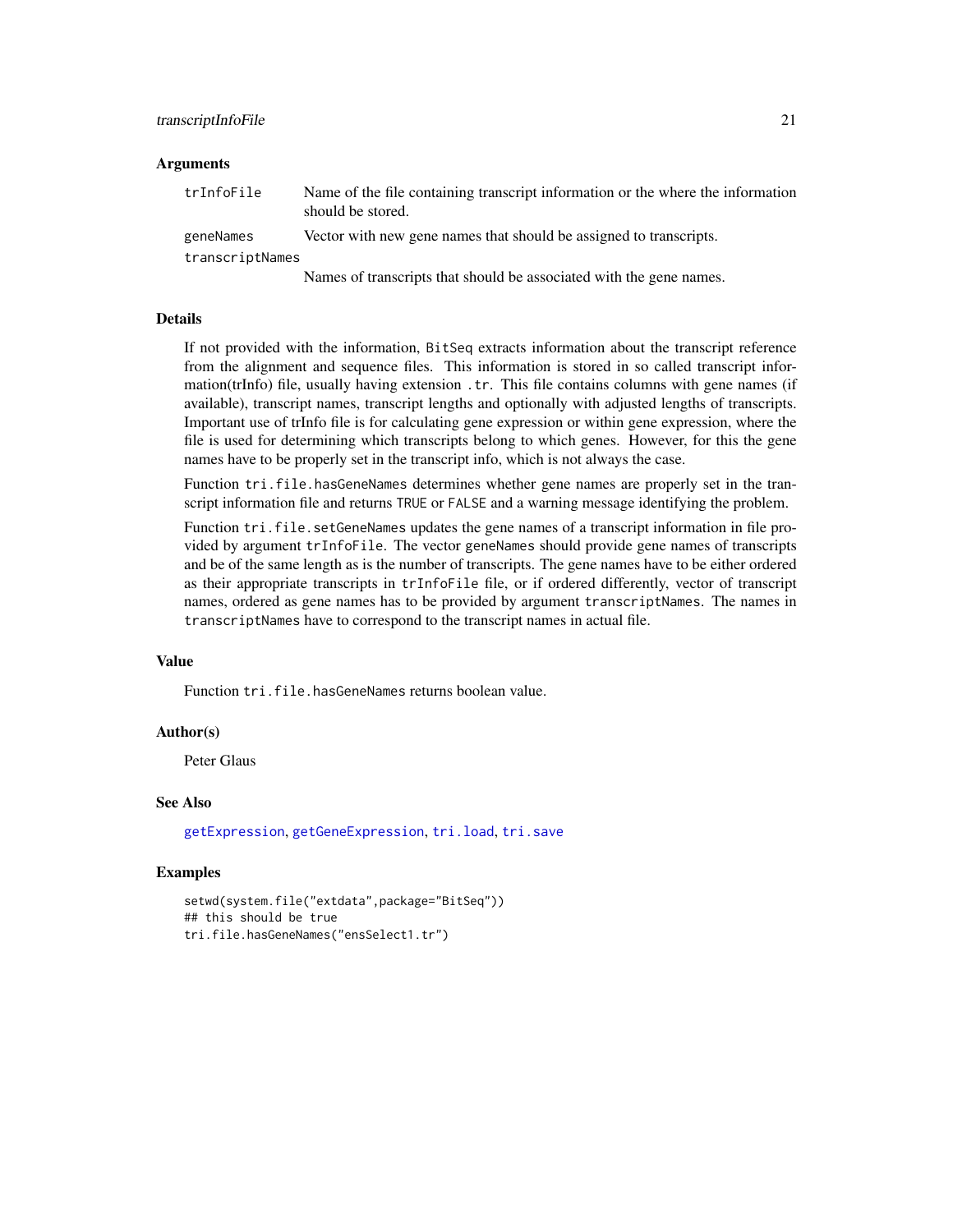## Arguments

| | |
|---|---|
| trInfoFile | Name of the file containing transcript information or the where the information should be stored. |
| geneNames | Vector with new gene names that should be assigned to transcripts. |
| transcriptNames | Names of transcripts that should be associated with the gene names. |

## Details

If not provided with the information, BitSeq extracts information about the transcript reference from the alignment and sequence files. This information is stored in so called transcript information(trInfo) file, usually having extension .tr. This file contains columns with gene names (if available), transcript names, transcript lengths and optionally with adjusted lengths of transcripts. Important use of trInfo file is for calculating gene expression or within gene expression, where the file is used for determining which transcripts belong to which genes. However, for this the gene names have to be properly set in the transcript info, which is not always the case.

Function tri.file.hasGeneNames determines whether gene names are properly set in the transcript information file and returns TRUE or FALSE and a warning message identifying the problem.

Function tri.file.setGeneNames updates the gene names of a transcript information in file provided by argument trInfoFile. The vector geneNames should provide gene names of transcripts and be of the same length as is the number of transcripts. The gene names have to be either ordered as their appropriate transcripts in trInfoFile file, or if ordered differently, vector of transcript names, ordered as gene names has to be provided by argument transcriptNames. The names in transcriptNames have to correspond to the transcript names in actual file.

## Value

Function tri.file.hasGeneNames returns boolean value.

## Author(s)

Peter Glaus

## See Also

getExpression, getGeneExpression, tri.load, tri.save

## Examples

```
setwd(system.file("extdata",package="BitSeq"))
## this should be true
tri.file.hasGeneNames("ensSelect1.tr")
```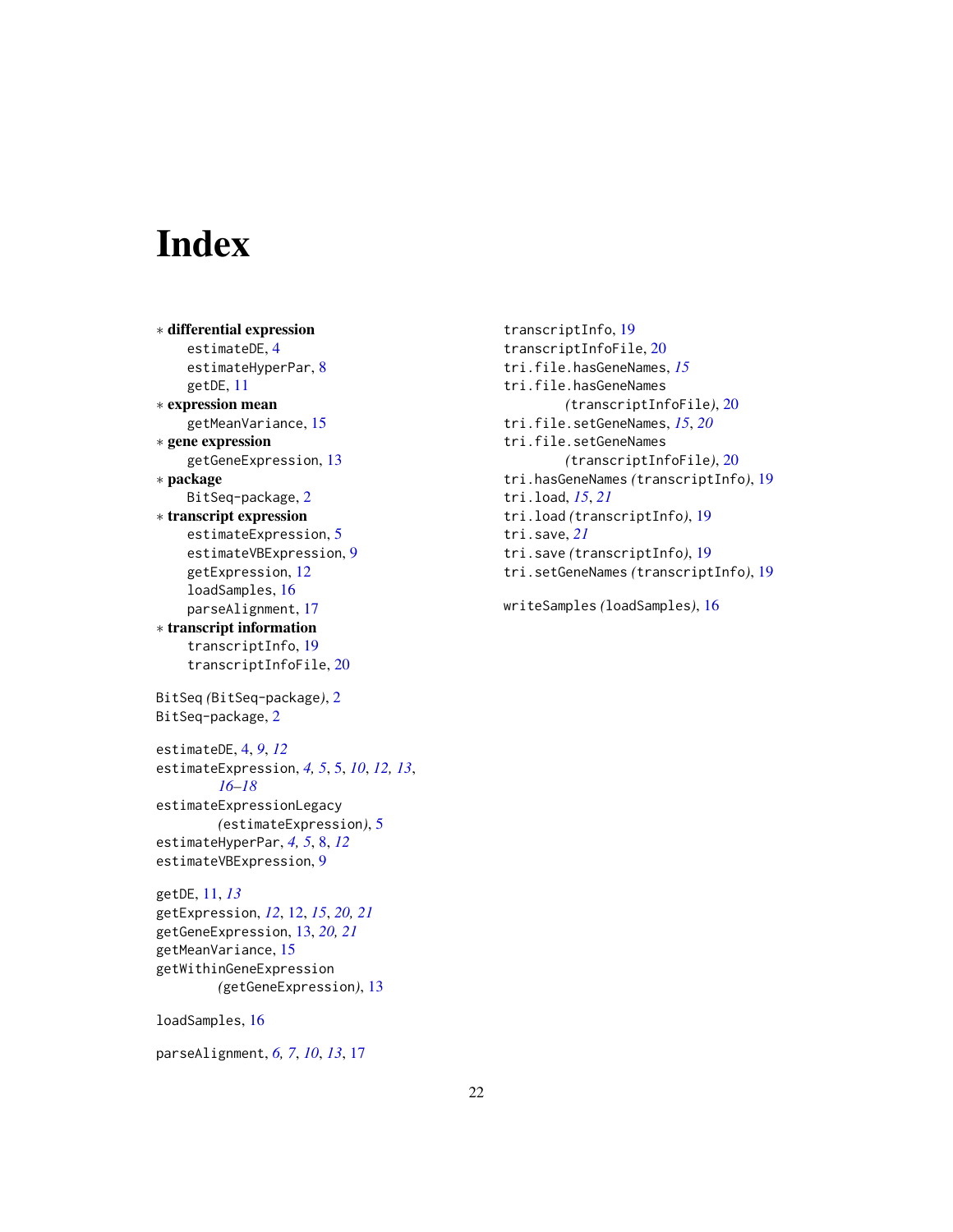# Index

∗ **differential expression**
- estimateDE, 4
- estimateHyperPar, 8
- getDE, 11

∗ **expression mean**
- getMeanVariance, 15

∗ **gene expression**
- getGeneExpression, 13

∗ **package**
- BitSeq-package, 2

∗ **transcript expression**
- estimateExpression, 5
- estimateVBExpression, 9
- getExpression, 12
- loadSamples, 16
- parseAlignment, 17

∗ **transcript information**
- transcriptInfo, 19
- transcriptInfoFile, 20

BitSeq *(*BitSeq-package*)*, 2
BitSeq-package, 2

estimateDE, 4, *9*, *12*
estimateExpression, *4, 5*, 5, *10*, *12, 13*, *16–18*
estimateExpressionLegacy *(*estimateExpression*)*, 5
estimateHyperPar, *4, 5*, 8, *12*
estimateVBExpression, 9

getDE, 11, *13*
getExpression, *12*, 12, *15*, *20, 21*
getGeneExpression, 13, *20, 21*
getMeanVariance, 15
getWithinGeneExpression *(*getGeneExpression*)*, 13

loadSamples, 16

parseAlignment, *6, 7*, *10*, *13*, 17

transcriptInfo, 19
transcriptInfoFile, 20
tri.file.hasGeneNames, *15*
tri.file.hasGeneNames *(*transcriptInfoFile*)*, 20
tri.file.setGeneNames, *15*, *20*
tri.file.setGeneNames *(*transcriptInfoFile*)*, 20
tri.hasGeneNames *(*transcriptInfo*)*, 19
tri.load, *15*, *21*
tri.load *(*transcriptInfo*)*, 19
tri.save, *21*
tri.save *(*transcriptInfo*)*, 19
tri.setGeneNames *(*transcriptInfo*)*, 19

writeSamples *(*loadSamples*)*, 16